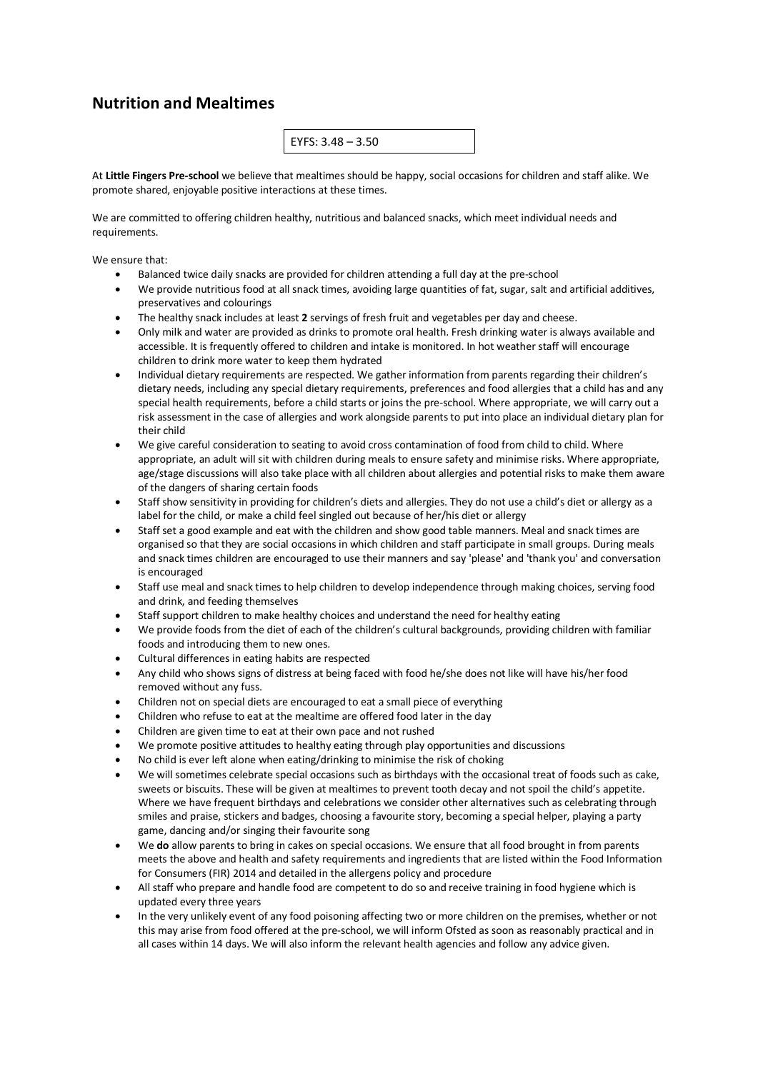# Nutrition and Mealtimes

EYFS: 3.48 – 3.50

At **Little Fingers Pre-school** we believe that mealtimes should be happy, social occasions for children and staff alike. We promote shared, enjoyable positive interactions at these times.

We are committed to offering children healthy, nutritious and balanced snacks, which meet individual needs and requirements.

We ensure that:

- Balanced twice daily snacks are provided for children attending a full day at the pre-school
- We provide nutritious food at all snack times, avoiding large quantities of fat, sugar, salt and artificial additives, preservatives and colourings
- The healthy snack includes at least **2** servings of fresh fruit and vegetables per day and cheese.
- Only milk and water are provided as drinks to promote oral health. Fresh drinking water is always available and accessible. It is frequently offered to children and intake is monitored. In hot weather staff will encourage children to drink more water to keep them hydrated
- Individual dietary requirements are respected. We gather information from parents regarding their children's dietary needs, including any special dietary requirements, preferences and food allergies that a child has and any special health requirements, before a child starts or joins the pre-school. Where appropriate, we will carry out a risk assessment in the case of allergies and work alongside parents to put into place an individual dietary plan for their child
- We give careful consideration to seating to avoid cross contamination of food from child to child. Where appropriate, an adult will sit with children during meals to ensure safety and minimise risks. Where appropriate, age/stage discussions will also take place with all children about allergies and potential risks to make them aware of the dangers of sharing certain foods
- Staff show sensitivity in providing for children's diets and allergies. They do not use a child's diet or allergy as a label for the child, or make a child feel singled out because of her/his diet or allergy
- Staff set a good example and eat with the children and show good table manners. Meal and snack times are organised so that they are social occasions in which children and staff participate in small groups. During meals and snack times children are encouraged to use their manners and say 'please' and 'thank you' and conversation is encouraged
- Staff use meal and snack times to help children to develop independence through making choices, serving food and drink, and feeding themselves
- Staff support children to make healthy choices and understand the need for healthy eating
- We provide foods from the diet of each of the children's cultural backgrounds, providing children with familiar foods and introducing them to new ones.
- Cultural differences in eating habits are respected
- Any child who shows signs of distress at being faced with food he/she does not like will have his/her food removed without any fuss.
- Children not on special diets are encouraged to eat a small piece of everything
- Children who refuse to eat at the mealtime are offered food later in the day
- Children are given time to eat at their own pace and not rushed
- We promote positive attitudes to healthy eating through play opportunities and discussions
- No child is ever left alone when eating/drinking to minimise the risk of choking
- We will sometimes celebrate special occasions such as birthdays with the occasional treat of foods such as cake, sweets or biscuits. These will be given at mealtimes to prevent tooth decay and not spoil the child's appetite. Where we have frequent birthdays and celebrations we consider other alternatives such as celebrating through smiles and praise, stickers and badges, choosing a favourite story, becoming a special helper, playing a party game, dancing and/or singing their favourite song
- We **do** allow parents to bring in cakes on special occasions. We ensure that all food brought in from parents meets the above and health and safety requirements and ingredients that are listed within the Food Information for Consumers (FIR) 2014 and detailed in the allergens policy and procedure
- All staff who prepare and handle food are competent to do so and receive training in food hygiene which is updated every three years
- In the very unlikely event of any food poisoning affecting two or more children on the premises, whether or not this may arise from food offered at the pre-school, we will inform Ofsted as soon as reasonably practical and in all cases within 14 days. We will also inform the relevant health agencies and follow any advice given.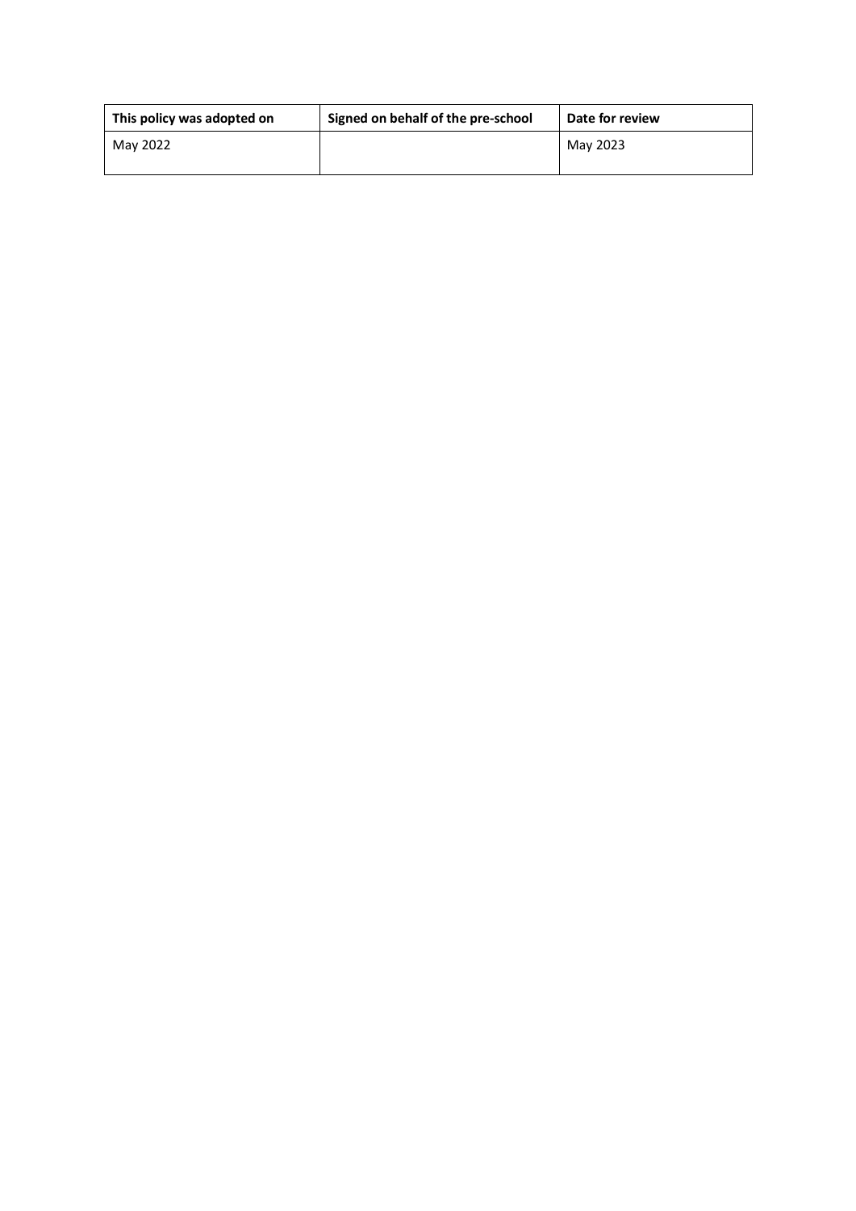| This policy was adopted on | Signed on behalf of the pre-school | Date for review |
|---|---|---|
| May 2022 | | May 2023 |